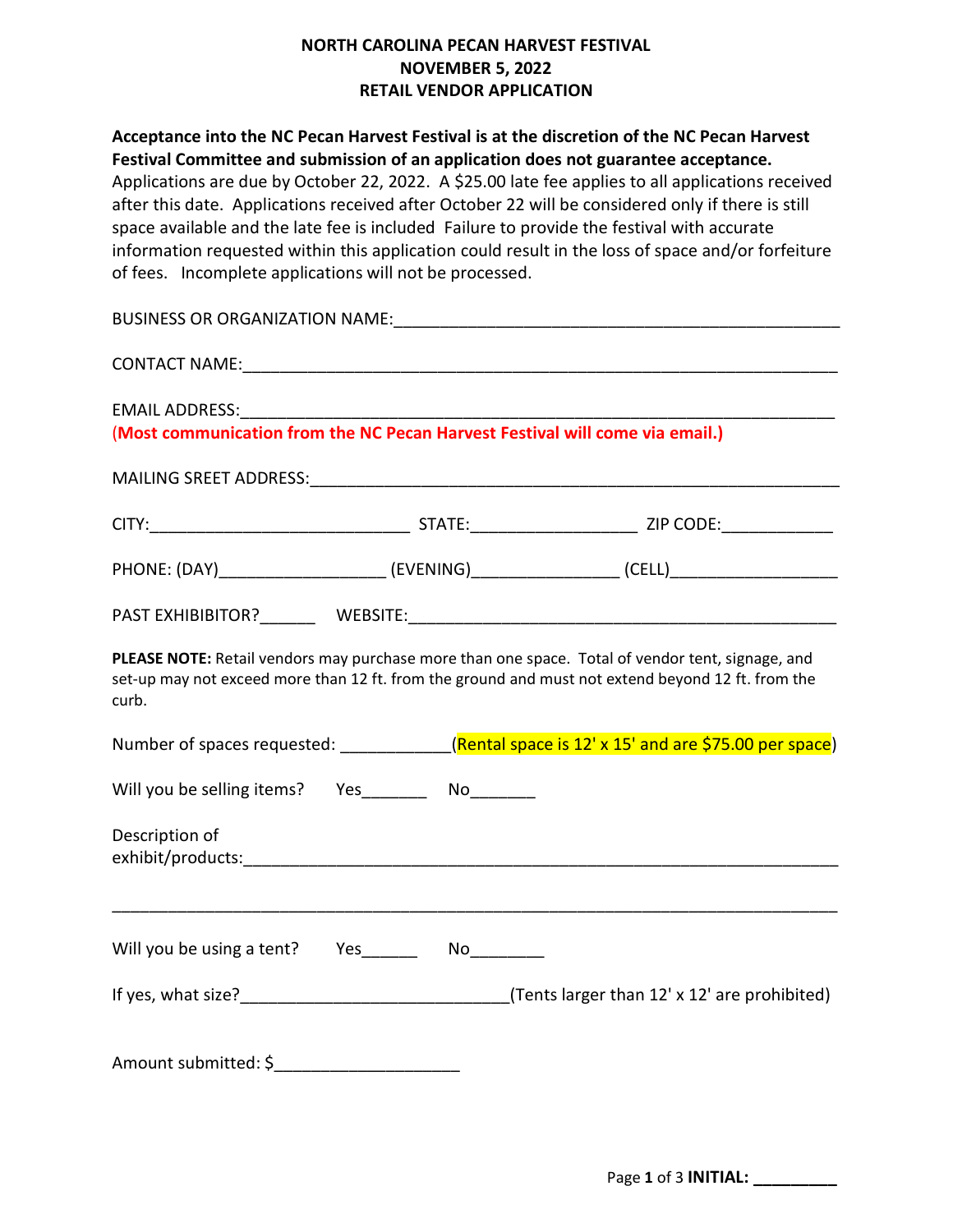# NORTH CAROLINA PECAN HARVEST FESTIVAL
## NOVEMBER 5, 2022
## RETAIL VENDOR APPLICATION

**Acceptance into the NC Pecan Harvest Festival is at the discretion of the NC Pecan Harvest Festival Committee and submission of an application does not guarantee acceptance.** Applications are due by October 22, 2022. A $25.00 late fee applies to all applications received after this date. Applications received after October 22 will be considered only if there is still space available and the late fee is included Failure to provide the festival with accurate information requested within this application could result in the loss of space and/or forfeiture of fees. Incomplete applications will not be processed.

BUSINESS OR ORGANIZATION NAME:_______________________________________________

CONTACT NAME:_______________________________________________________________

EMAIL ADDRESS:______________________________________________________________
**(Most communication from the NC Pecan Harvest Festival will come via email.)**

MAILING SREET ADDRESS:_______________________________________________________

CITY:___________________________ STATE:_________________ ZIP CODE:___________

PHONE: (DAY)_________________ (EVENING)_______________ (CELL)_________________

PAST EXHIBITOR?______ WEBSITE:_____________________________________________

**PLEASE NOTE:** Retail vendors may purchase more than one space. Total of vendor tent, signage, and set-up may not exceed more than 12 ft. from the ground and must not extend beyond 12 ft. from the curb.

Number of spaces requested: ___________(Rental space is 12' x 15' and are $75.00 per space)

Will you be selling items? Yes_______ No_______

Description of exhibit/products:________________________________________________________

______________________________________________________________________________

Will you be using a tent? Yes______ No________

If yes, what size?____________________________(Tents larger than 12' x 12' are prohibited)

Amount submitted: $___________________

**INITIAL:** _________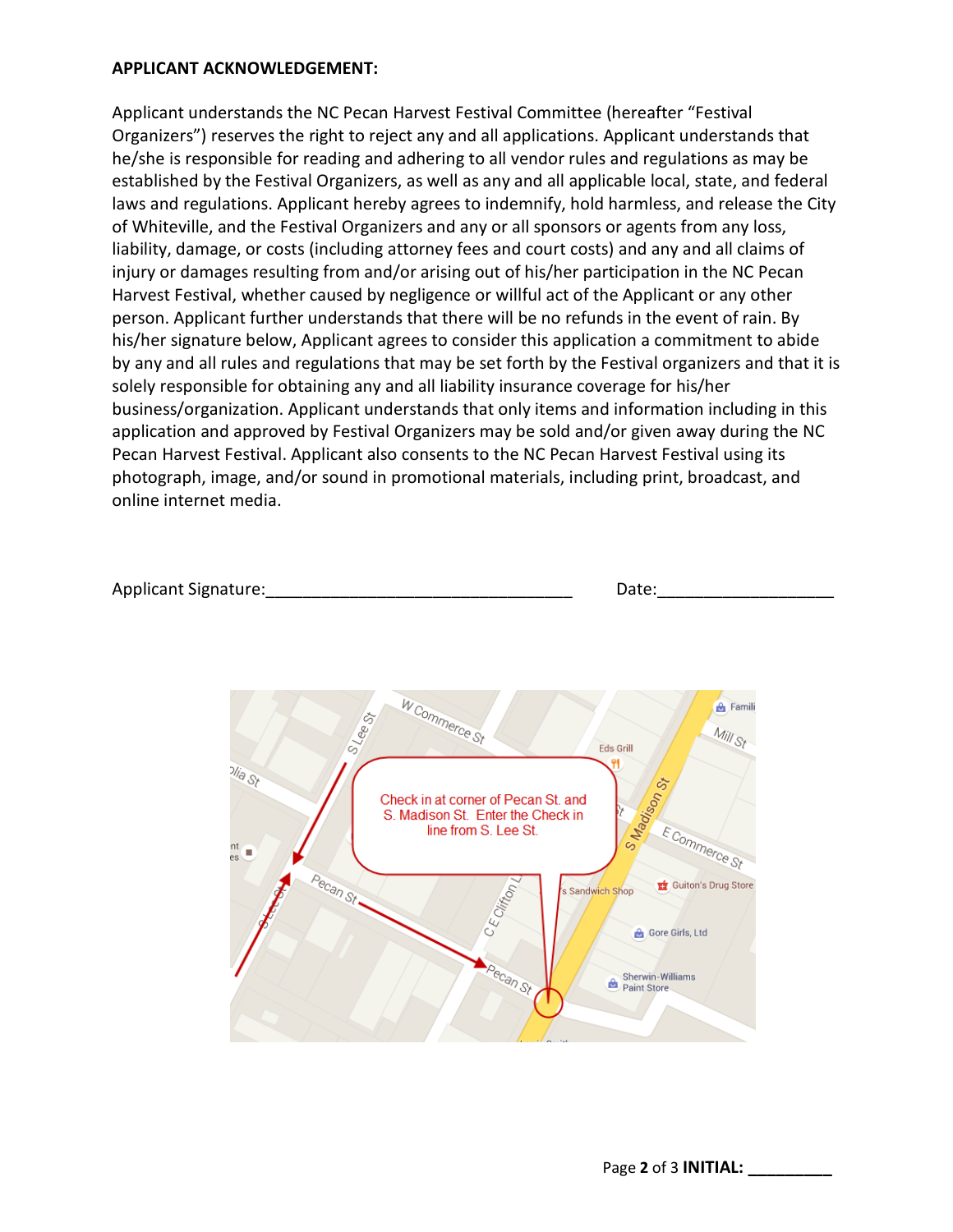**APPLICANT ACKNOWLEDGEMENT:**

Applicant understands the NC Pecan Harvest Festival Committee (hereafter "Festival Organizers") reserves the right to reject any and all applications. Applicant understands that he/she is responsible for reading and adhering to all vendor rules and regulations as may be established by the Festival Organizers, as well as any and all applicable local, state, and federal laws and regulations. Applicant hereby agrees to indemnify, hold harmless, and release the City of Whiteville, and the Festival Organizers and any or all sponsors or agents from any loss, liability, damage, or costs (including attorney fees and court costs) and any and all claims of injury or damages resulting from and/or arising out of his/her participation in the NC Pecan Harvest Festival, whether caused by negligence or willful act of the Applicant or any other person. Applicant further understands that there will be no refunds in the event of rain. By his/her signature below, Applicant agrees to consider this application a commitment to abide by any and all rules and regulations that may be set forth by the Festival organizers and that it is solely responsible for obtaining any and all liability insurance coverage for his/her business/organization. Applicant understands that only items and information including in this application and approved by Festival Organizers may be sold and/or given away during the NC Pecan Harvest Festival. Applicant also consents to the NC Pecan Harvest Festival using its photograph, image, and/or sound in promotional materials, including print, broadcast, and online internet media.

Applicant Signature:_________________________________ Date:__________________

Check in at corner of Pecan St. and S. Madison St. Enter the Check in line from S. Lee St.

**INITIAL:** _________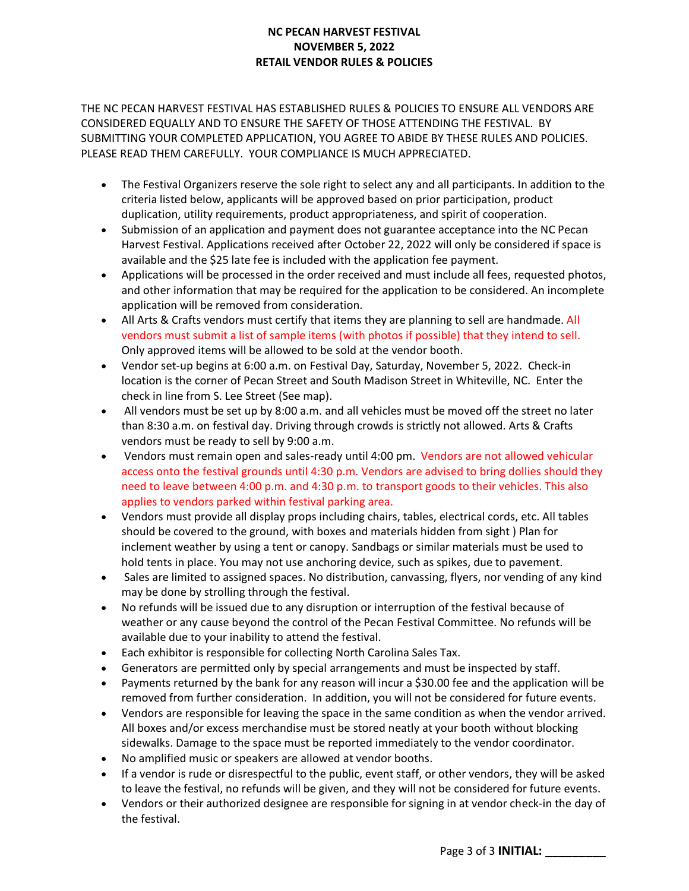**NC PECAN HARVEST FESTIVAL**
**NOVEMBER 5, 2022**
**RETAIL VENDOR RULES & POLICIES**

THE NC PECAN HARVEST FESTIVAL HAS ESTABLISHED RULES & POLICIES TO ENSURE ALL VENDORS ARE CONSIDERED EQUALLY AND TO ENSURE THE SAFETY OF THOSE ATTENDING THE FESTIVAL. BY SUBMITTING YOUR COMPLETED APPLICATION, YOU AGREE TO ABIDE BY THESE RULES AND POLICIES. PLEASE READ THEM CAREFULLY. YOUR COMPLIANCE IS MUCH APPRECIATED.

- The Festival Organizers reserve the sole right to select any and all participants. In addition to the criteria listed below, applicants will be approved based on prior participation, product duplication, utility requirements, product appropriateness, and spirit of cooperation.
- Submission of an application and payment does not guarantee acceptance into the NC Pecan Harvest Festival. Applications received after October 22, 2022 will only be considered if space is available and the $25 late fee is included with the application fee payment.
- Applications will be processed in the order received and must include all fees, requested photos, and other information that may be required for the application to be considered. An incomplete application will be removed from consideration.
- All Arts & Crafts vendors must certify that items they are planning to sell are handmade. All vendors must submit a list of sample items (with photos if possible) that they intend to sell. Only approved items will be allowed to be sold at the vendor booth.
- Vendor set-up begins at 6:00 a.m. on Festival Day, Saturday, November 5, 2022. Check-in location is the corner of Pecan Street and South Madison Street in Whiteville, NC. Enter the check in line from S. Lee Street (See map).
- All vendors must be set up by 8:00 a.m. and all vehicles must be moved off the street no later than 8:30 a.m. on festival day. Driving through crowds is strictly not allowed. Arts & Crafts vendors must be ready to sell by 9:00 a.m.
- Vendors must remain open and sales-ready until 4:00 pm. Vendors are not allowed vehicular access onto the festival grounds until 4:30 p.m. Vendors are advised to bring dollies should they need to leave between 4:00 p.m. and 4:30 p.m. to transport goods to their vehicles. This also applies to vendors parked within festival parking area.
- Vendors must provide all display props including chairs, tables, electrical cords, etc. All tables should be covered to the ground, with boxes and materials hidden from sight ) Plan for inclement weather by using a tent or canopy. Sandbags or similar materials must be used to hold tents in place. You may not use anchoring device, such as spikes, due to pavement.
- Sales are limited to assigned spaces. No distribution, canvassing, flyers, nor vending of any kind may be done by strolling through the festival.
- No refunds will be issued due to any disruption or interruption of the festival because of weather or any cause beyond the control of the Pecan Festival Committee. No refunds will be available due to your inability to attend the festival.
- Each exhibitor is responsible for collecting North Carolina Sales Tax.
- Generators are permitted only by special arrangements and must be inspected by staff.
- Payments returned by the bank for any reason will incur a $30.00 fee and the application will be removed from further consideration. In addition, you will not be considered for future events.
- Vendors are responsible for leaving the space in the same condition as when the vendor arrived. All boxes and/or excess merchandise must be stored neatly at your booth without blocking sidewalks. Damage to the space must be reported immediately to the vendor coordinator.
- No amplified music or speakers are allowed at vendor booths.
- If a vendor is rude or disrespectful to the public, event staff, or other vendors, they will be asked to leave the festival, no refunds will be given, and they will not be considered for future events.
- Vendors or their authorized designee are responsible for signing in at vendor check-in the day of the festival.

**INITIAL:** _________